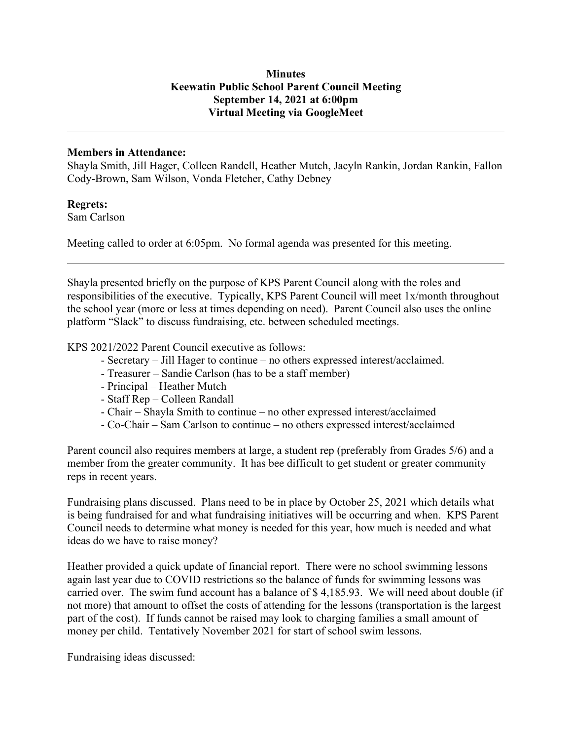**Minutes**
**Keewatin Public School Parent Council Meeting**
**September 14, 2021 at 6:00pm**
**Virtual Meeting via GoogleMeet**

---

**Members in Attendance:**
Shayla Smith, Jill Hager, Colleen Randell, Heather Mutch, Jacyln Rankin, Jordan Rankin, Fallon Cody-Brown, Sam Wilson, Vonda Fletcher, Cathy Debney

**Regrets:**
Sam Carlson

Meeting called to order at 6:05pm. No formal agenda was presented for this meeting.

---

Shayla presented briefly on the purpose of KPS Parent Council along with the roles and responsibilities of the executive. Typically, KPS Parent Council will meet 1x/month throughout the school year (more or less at times depending on need). Parent Council also uses the online platform "Slack" to discuss fundraising, etc. between scheduled meetings.

KPS 2021/2022 Parent Council executive as follows:

- Secretary – Jill Hager to continue – no others expressed interest/acclaimed.
- Treasurer – Sandie Carlson (has to be a staff member)
- Principal – Heather Mutch
- Staff Rep – Colleen Randall
- Chair – Shayla Smith to continue – no other expressed interest/acclaimed
- Co-Chair – Sam Carlson to continue – no others expressed interest/acclaimed

Parent council also requires members at large, a student rep (preferably from Grades 5/6) and a member from the greater community. It has bee difficult to get student or greater community reps in recent years.

Fundraising plans discussed. Plans need to be in place by October 25, 2021 which details what is being fundraised for and what fundraising initiatives will be occurring and when. KPS Parent Council needs to determine what money is needed for this year, how much is needed and what ideas do we have to raise money?

Heather provided a quick update of financial report. There were no school swimming lessons again last year due to COVID restrictions so the balance of funds for swimming lessons was carried over. The swim fund account has a balance of $ 4,185.93. We will need about double (if not more) that amount to offset the costs of attending for the lessons (transportation is the largest part of the cost). If funds cannot be raised may look to charging families a small amount of money per child. Tentatively November 2021 for start of school swim lessons.

Fundraising ideas discussed: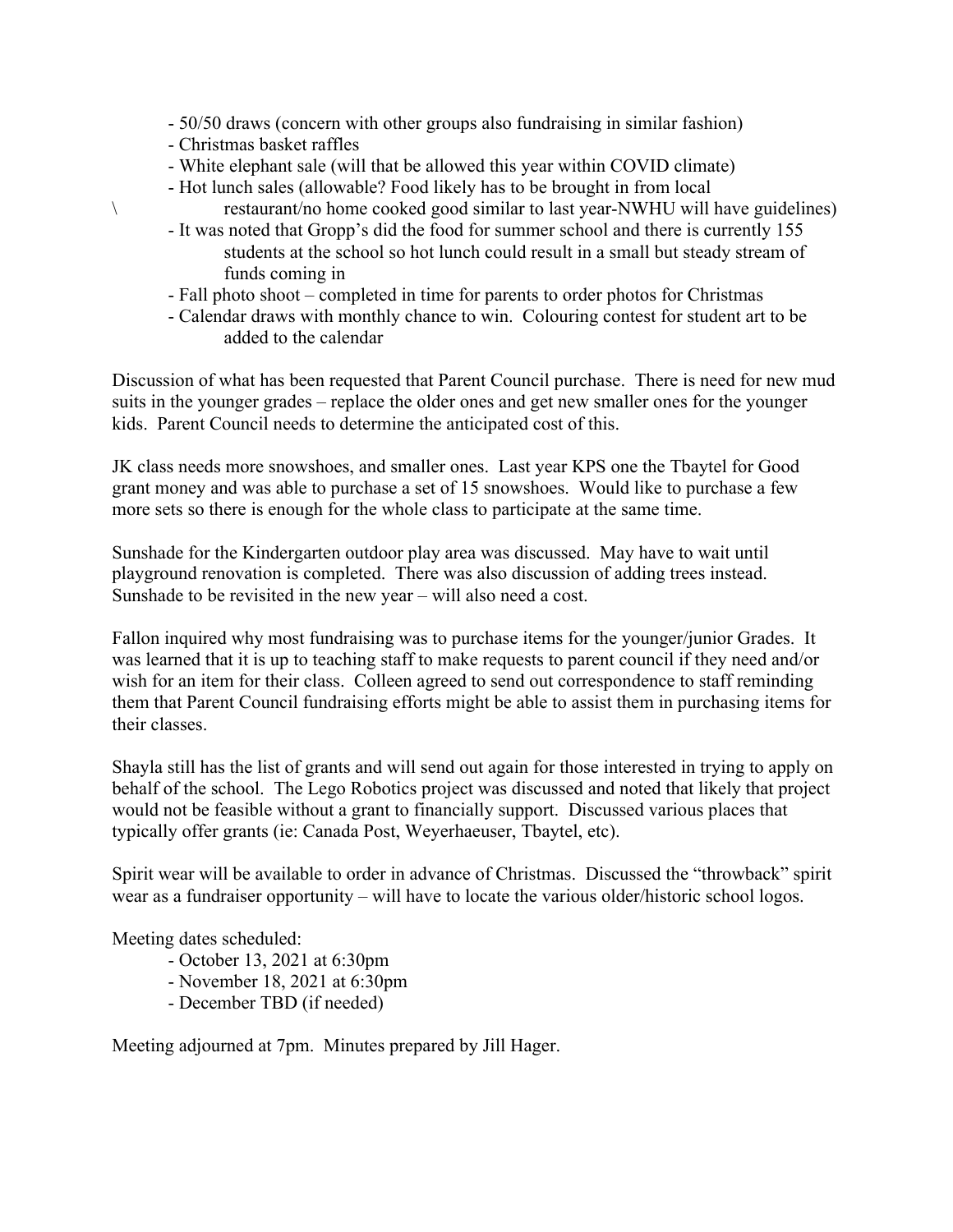- 50/50 draws (concern with other groups also fundraising in similar fashion)
- Christmas basket raffles
- White elephant sale (will that be allowed this year within COVID climate)
- Hot lunch sales (allowable? Food likely has to be brought in from local restaurant/no home cooked good similar to last year-NWHU will have guidelines)
- It was noted that Gropp's did the food for summer school and there is currently 155 students at the school so hot lunch could result in a small but steady stream of funds coming in
- Fall photo shoot – completed in time for parents to order photos for Christmas
- Calendar draws with monthly chance to win. Colouring contest for student art to be added to the calendar

Discussion of what has been requested that Parent Council purchase. There is need for new mud suits in the younger grades – replace the older ones and get new smaller ones for the younger kids. Parent Council needs to determine the anticipated cost of this.

JK class needs more snowshoes, and smaller ones. Last year KPS one the Tbaytel for Good grant money and was able to purchase a set of 15 snowshoes. Would like to purchase a few more sets so there is enough for the whole class to participate at the same time.

Sunshade for the Kindergarten outdoor play area was discussed. May have to wait until playground renovation is completed. There was also discussion of adding trees instead. Sunshade to be revisited in the new year – will also need a cost.

Fallon inquired why most fundraising was to purchase items for the younger/junior Grades. It was learned that it is up to teaching staff to make requests to parent council if they need and/or wish for an item for their class. Colleen agreed to send out correspondence to staff reminding them that Parent Council fundraising efforts might be able to assist them in purchasing items for their classes.

Shayla still has the list of grants and will send out again for those interested in trying to apply on behalf of the school. The Lego Robotics project was discussed and noted that likely that project would not be feasible without a grant to financially support. Discussed various places that typically offer grants (ie: Canada Post, Weyerhaeuser, Tbaytel, etc).

Spirit wear will be available to order in advance of Christmas. Discussed the "throwback" spirit wear as a fundraiser opportunity – will have to locate the various older/historic school logos.

Meeting dates scheduled:

- October 13, 2021 at 6:30pm
- November 18, 2021 at 6:30pm
- December TBD (if needed)

Meeting adjourned at 7pm. Minutes prepared by Jill Hager.